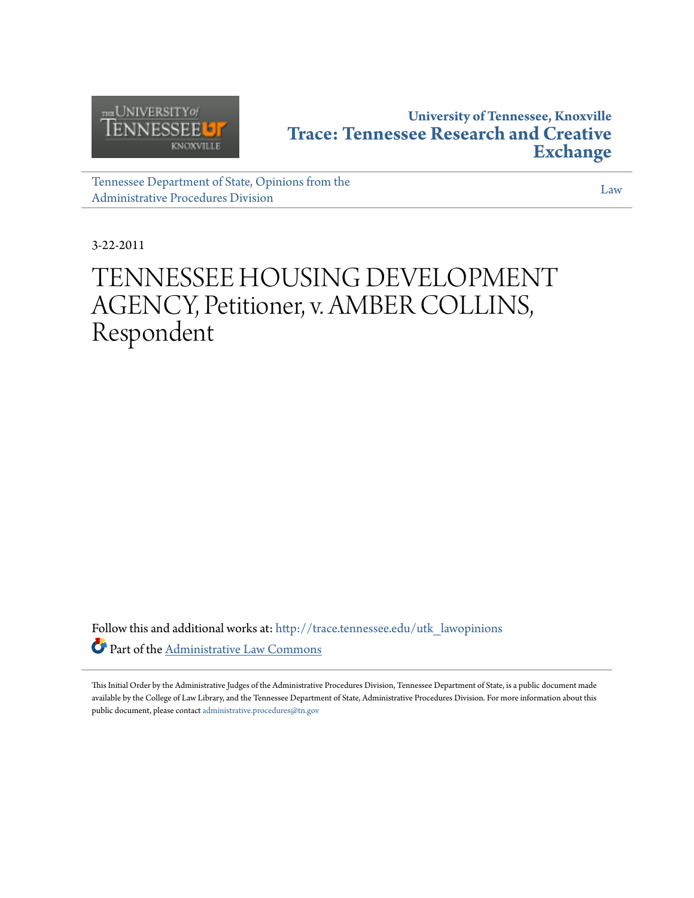University of Tennessee, Knoxville

**Trace: Tennessee Research and Creative Exchange**

Tennessee Department of State, Opinions from the Administrative Procedures Division

Law

3-22-2011

# TENNESSEE HOUSING DEVELOPMENT AGENCY, Petitioner, v. AMBER COLLINS, Respondent

Follow this and additional works at: http://trace.tennessee.edu/utk_lawopinions

Part of the Administrative Law Commons

This Initial Order by the Administrative Judges of the Administrative Procedures Division, Tennessee Department of State, is a public document made available by the College of Law Library, and the Tennessee Department of State, Administrative Procedures Division. For more information about this public document, please contact administrative.procedures@tn.gov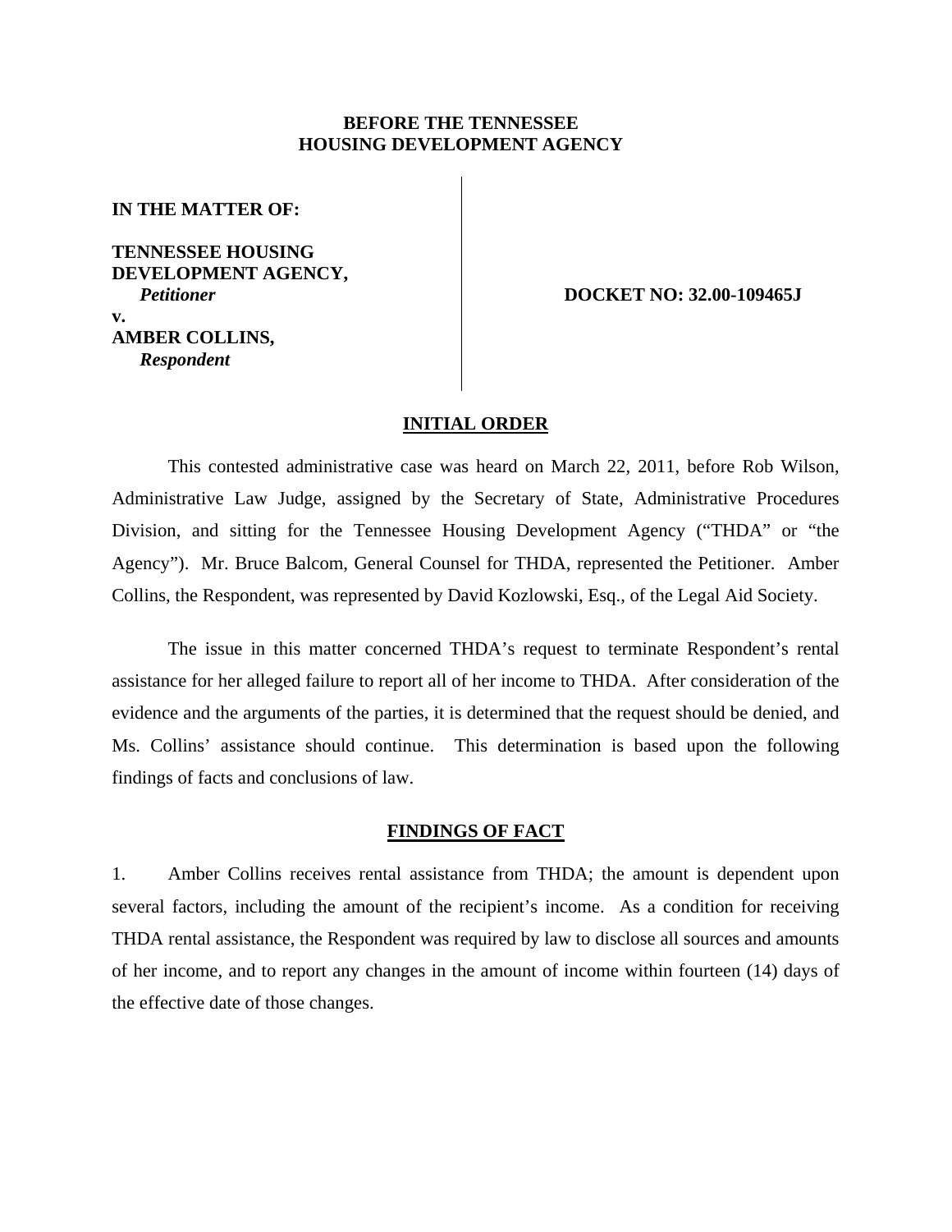**BEFORE THE TENNESSEE HOUSING DEVELOPMENT AGENCY**

**IN THE MATTER OF:**

**TENNESSEE HOUSING DEVELOPMENT AGENCY,**
***Petitioner***
**v.**
**AMBER COLLINS,**
***Respondent***

**DOCKET NO: 32.00-109465J**

## INITIAL ORDER

This contested administrative case was heard on March 22, 2011, before Rob Wilson, Administrative Law Judge, assigned by the Secretary of State, Administrative Procedures Division, and sitting for the Tennessee Housing Development Agency ("THDA" or "the Agency"). Mr. Bruce Balcom, General Counsel for THDA, represented the Petitioner. Amber Collins, the Respondent, was represented by David Kozlowski, Esq., of the Legal Aid Society.

The issue in this matter concerned THDA's request to terminate Respondent's rental assistance for her alleged failure to report all of her income to THDA. After consideration of the evidence and the arguments of the parties, it is determined that the request should be denied, and Ms. Collins' assistance should continue. This determination is based upon the following findings of facts and conclusions of law.

## FINDINGS OF FACT

1. Amber Collins receives rental assistance from THDA; the amount is dependent upon several factors, including the amount of the recipient's income. As a condition for receiving THDA rental assistance, the Respondent was required by law to disclose all sources and amounts of her income, and to report any changes in the amount of income within fourteen (14) days of the effective date of those changes.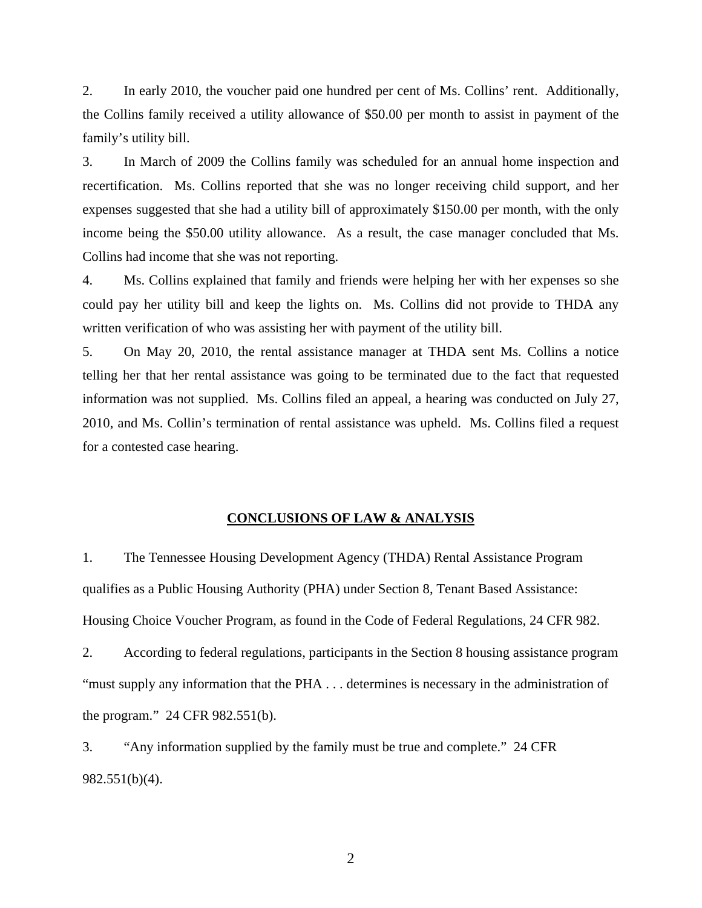2. In early 2010, the voucher paid one hundred per cent of Ms. Collins' rent. Additionally, the Collins family received a utility allowance of $50.00 per month to assist in payment of the family's utility bill.

3. In March of 2009 the Collins family was scheduled for an annual home inspection and recertification. Ms. Collins reported that she was no longer receiving child support, and her expenses suggested that she had a utility bill of approximately $150.00 per month, with the only income being the $50.00 utility allowance. As a result, the case manager concluded that Ms. Collins had income that she was not reporting.

4. Ms. Collins explained that family and friends were helping her with her expenses so she could pay her utility bill and keep the lights on. Ms. Collins did not provide to THDA any written verification of who was assisting her with payment of the utility bill.

5. On May 20, 2010, the rental assistance manager at THDA sent Ms. Collins a notice telling her that her rental assistance was going to be terminated due to the fact that requested information was not supplied. Ms. Collins filed an appeal, a hearing was conducted on July 27, 2010, and Ms. Collin's termination of rental assistance was upheld. Ms. Collins filed a request for a contested case hearing.

## CONCLUSIONS OF LAW & ANALYSIS

1. The Tennessee Housing Development Agency (THDA) Rental Assistance Program qualifies as a Public Housing Authority (PHA) under Section 8, Tenant Based Assistance: Housing Choice Voucher Program, as found in the Code of Federal Regulations, 24 CFR 982.

2. According to federal regulations, participants in the Section 8 housing assistance program "must supply any information that the PHA . . . determines is necessary in the administration of the program." 24 CFR 982.551(b).

3. "Any information supplied by the family must be true and complete." 24 CFR 982.551(b)(4).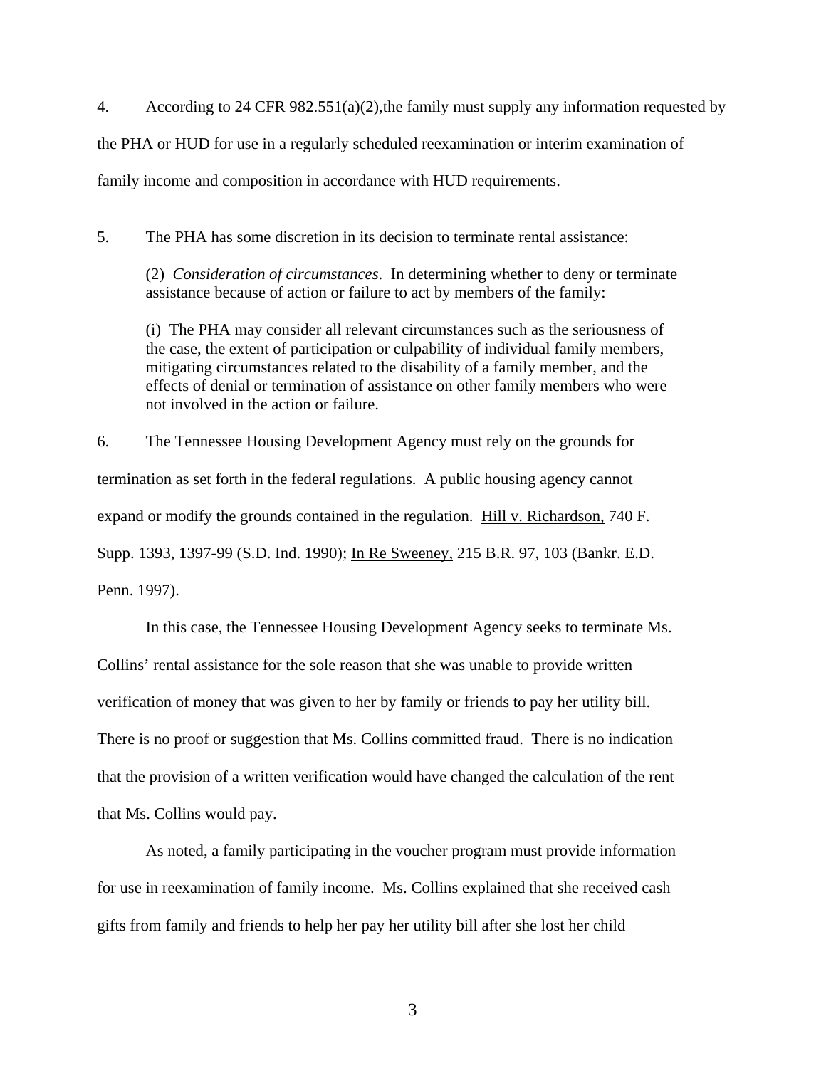4. According to 24 CFR 982.551(a)(2),the family must supply any information requested by the PHA or HUD for use in a regularly scheduled reexamination or interim examination of family income and composition in accordance with HUD requirements.

5. The PHA has some discretion in its decision to terminate rental assistance:

> (2) *Consideration of circumstances*. In determining whether to deny or terminate assistance because of action or failure to act by members of the family:
>
> (i) The PHA may consider all relevant circumstances such as the seriousness of the case, the extent of participation or culpability of individual family members, mitigating circumstances related to the disability of a family member, and the effects of denial or termination of assistance on other family members who were not involved in the action or failure.

6. The Tennessee Housing Development Agency must rely on the grounds for termination as set forth in the federal regulations. A public housing agency cannot expand or modify the grounds contained in the regulation. Hill v. Richardson, 740 F. Supp. 1393, 1397-99 (S.D. Ind. 1990); In Re Sweeney, 215 B.R. 97, 103 (Bankr. E.D. Penn. 1997).

In this case, the Tennessee Housing Development Agency seeks to terminate Ms. Collins' rental assistance for the sole reason that she was unable to provide written verification of money that was given to her by family or friends to pay her utility bill. There is no proof or suggestion that Ms. Collins committed fraud. There is no indication that the provision of a written verification would have changed the calculation of the rent that Ms. Collins would pay.

As noted, a family participating in the voucher program must provide information for use in reexamination of family income. Ms. Collins explained that she received cash gifts from family and friends to help her pay her utility bill after she lost her child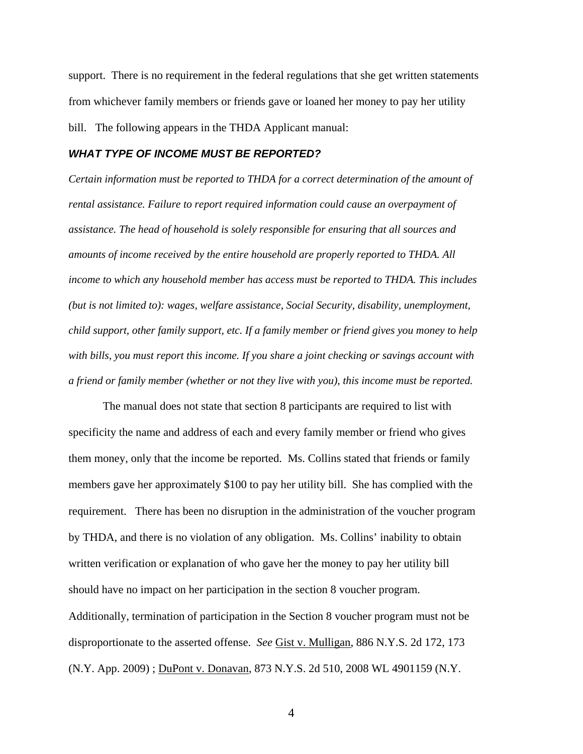support. There is no requirement in the federal regulations that she get written statements from whichever family members or friends gave or loaned her money to pay her utility bill. The following appears in the THDA Applicant manual:

***WHAT TYPE OF INCOME MUST BE REPORTED?***

*Certain information must be reported to THDA for a correct determination of the amount of rental assistance. Failure to report required information could cause an overpayment of assistance. The head of household is solely responsible for ensuring that all sources and amounts of income received by the entire household are properly reported to THDA. All income to which any household member has access must be reported to THDA. This includes (but is not limited to): wages, welfare assistance, Social Security, disability, unemployment, child support, other family support, etc. If a family member or friend gives you money to help with bills, you must report this income. If you share a joint checking or savings account with a friend or family member (whether or not they live with you), this income must be reported.*

The manual does not state that section 8 participants are required to list with specificity the name and address of each and every family member or friend who gives them money, only that the income be reported. Ms. Collins stated that friends or family members gave her approximately $100 to pay her utility bill. She has complied with the requirement. There has been no disruption in the administration of the voucher program by THDA, and there is no violation of any obligation. Ms. Collins' inability to obtain written verification or explanation of who gave her the money to pay her utility bill should have no impact on her participation in the section 8 voucher program. Additionally, termination of participation in the Section 8 voucher program must not be disproportionate to the asserted offense. *See* Gist v. Mulligan, 886 N.Y.S. 2d 172, 173 (N.Y. App. 2009) ; DuPont v. Donavan, 873 N.Y.S. 2d 510, 2008 WL 4901159 (N.Y.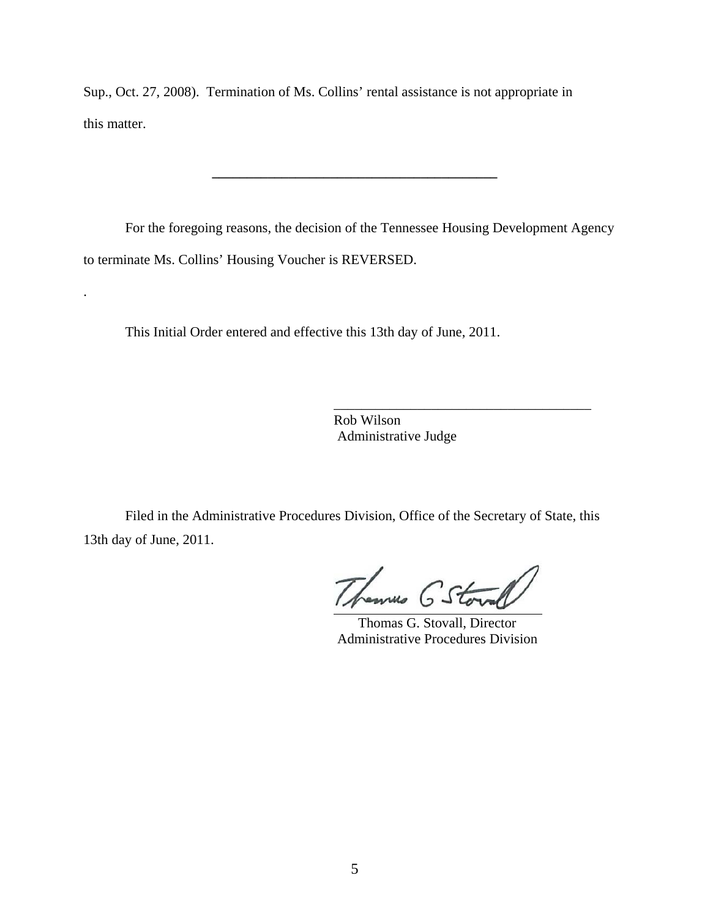Sup., Oct. 27, 2008). Termination of Ms. Collins' rental assistance is not appropriate in this matter.

---

For the foregoing reasons, the decision of the Tennessee Housing Development Agency to terminate Ms. Collins' Housing Voucher is REVERSED.

.

This Initial Order entered and effective this 13th day of June, 2011.

_____________________________________
Rob Wilson
Administrative Judge

Filed in the Administrative Procedures Division, Office of the Secretary of State, this 13th day of June, 2011.

_____________________________________
Thomas G. Stovall, Director
Administrative Procedures Division